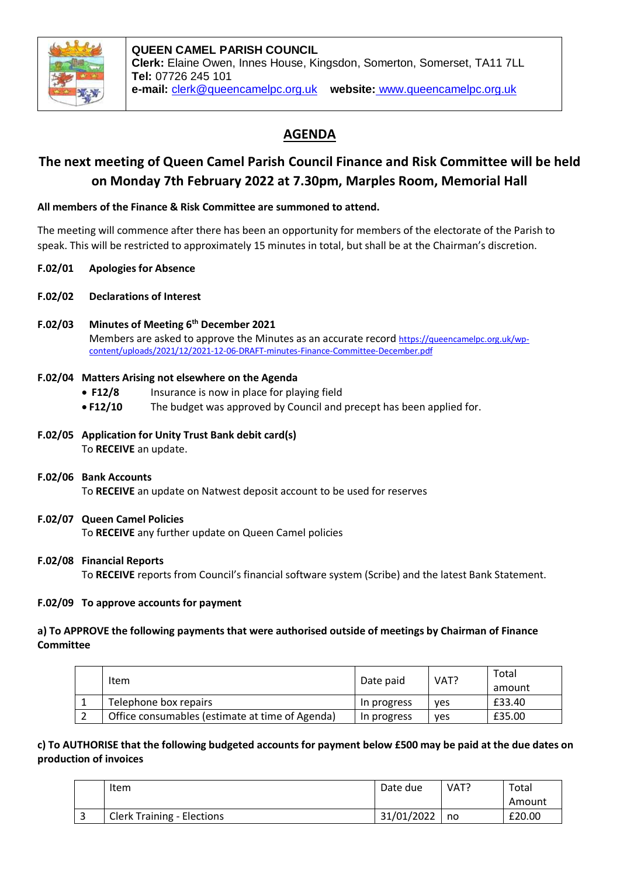**QUEEN CAMEL PARISH COUNCIL**
**Clerk:** Elaine Owen, Innes House, Kingsdon, Somerton, Somerset, TA11 7LL
**Tel:** 07726 245 101
**e-mail:** clerk@queencamelpc.org.uk **website:** www.queencamelpc.org.uk

# AGENDA

## The next meeting of Queen Camel Parish Council Finance and Risk Committee will be held on Monday 7th February 2022 at 7.30pm, Marples Room, Memorial Hall

**All members of the Finance & Risk Committee are summoned to attend.**

The meeting will commence after there has been an opportunity for members of the electorate of the Parish to speak. This will be restricted to approximately 15 minutes in total, but shall be at the Chairman's discretion.

**F.02/01 Apologies for Absence**

**F.02/02 Declarations of Interest**

**F.02/03 Minutes of Meeting 6th December 2021**
Members are asked to approve the Minutes as an accurate record https://queencamelpc.org.uk/wp-content/uploads/2021/12/2021-12-06-DRAFT-minutes-Finance-Committee-December.pdf

**F.02/04 Matters Arising not elsewhere on the Agenda**

- **F12/8** Insurance is now in place for playing field
- **F12/10** The budget was approved by Council and precept has been applied for.

**F.02/05 Application for Unity Trust Bank debit card(s)**
To **RECEIVE** an update.

**F.02/06 Bank Accounts**
To **RECEIVE** an update on Natwest deposit account to be used for reserves

**F.02/07 Queen Camel Policies**
To **RECEIVE** any further update on Queen Camel policies

**F.02/08 Financial Reports**
To **RECEIVE** reports from Council's financial software system (Scribe) and the latest Bank Statement.

**F.02/09 To approve accounts for payment**

**a) To APPROVE the following payments that were authorised outside of meetings by Chairman of Finance Committee**

| | Item | Date paid | VAT? | Total amount |
|---|---|---|---|---|
| 1 | Telephone box repairs | In progress | yes | £33.40 |
| 2 | Office consumables (estimate at time of Agenda) | In progress | yes | £35.00 |

**c) To AUTHORISE that the following budgeted accounts for payment below £500 may be paid at the due dates on production of invoices**

| | Item | Date due | VAT? | Total Amount |
|---|---|---|---|---|
| 3 | Clerk Training - Elections | 31/01/2022 | no | £20.00 |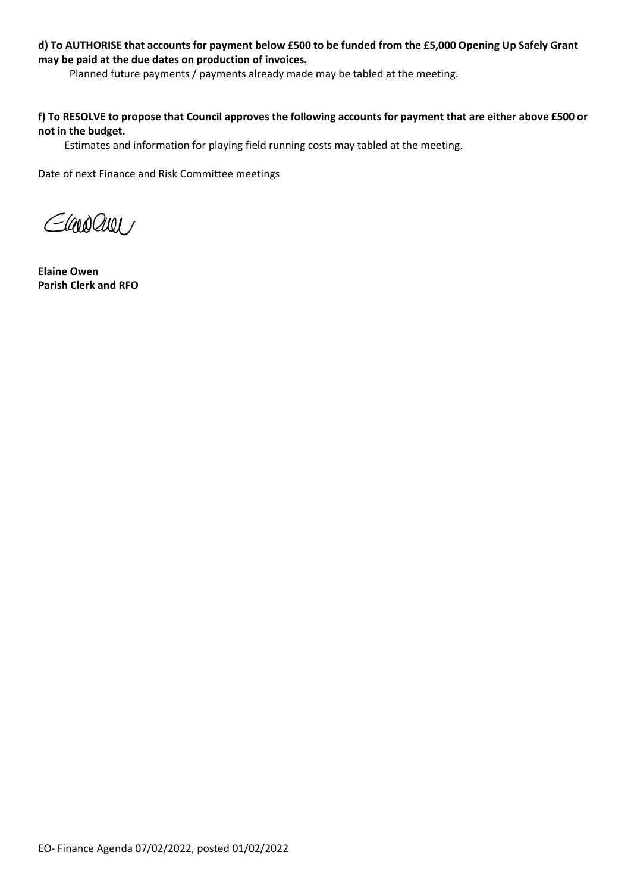**d) To AUTHORISE that accounts for payment below £500 to be funded from the £5,000 Opening Up Safely Grant may be paid at the due dates on production of invoices.**

Planned future payments / payments already made may be tabled at the meeting.

**f) To RESOLVE to propose that Council approves the following accounts for payment that are either above £500 or not in the budget.**

Estimates and information for playing field running costs may tabled at the meeting.

Date of next Finance and Risk Committee meetings

**Elaine Owen**
**Parish Clerk and RFO**

EO- Finance Agenda 07/02/2022, posted 01/02/2022